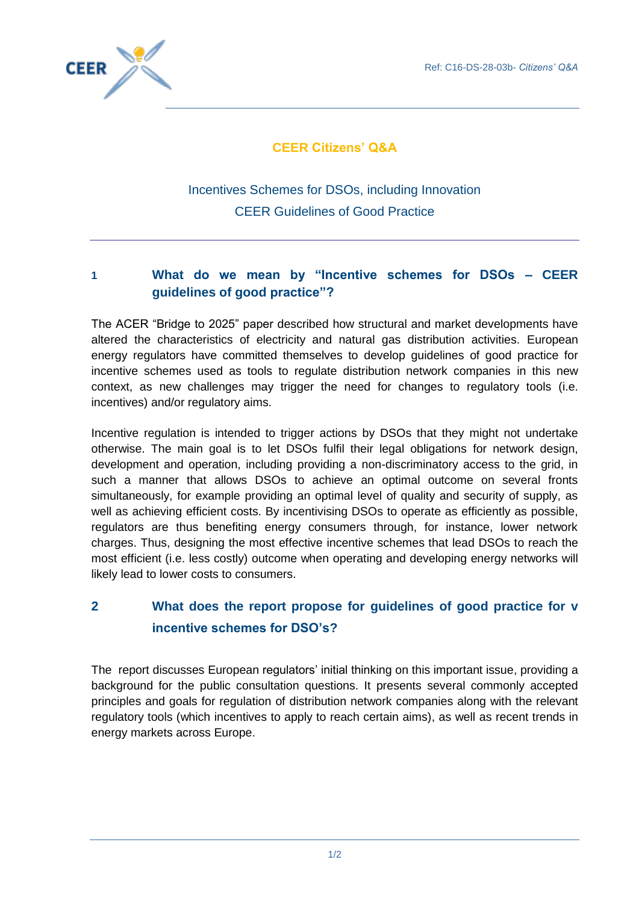Ref: C16-DS-28-03b- *Citizens' Q&A*

# CEER Citizens' Q&A

## Incentives Schemes for DSOs, including Innovation
## CEER Guidelines of Good Practice

### 1 What do we mean by "Incentive schemes for DSOs – CEER guidelines of good practice"?

The ACER "Bridge to 2025" paper described how structural and market developments have altered the characteristics of electricity and natural gas distribution activities. European energy regulators have committed themselves to develop guidelines of good practice for incentive schemes used as tools to regulate distribution network companies in this new context, as new challenges may trigger the need for changes to regulatory tools (i.e. incentives) and/or regulatory aims.

Incentive regulation is intended to trigger actions by DSOs that they might not undertake otherwise. The main goal is to let DSOs fulfil their legal obligations for network design, development and operation, including providing a non-discriminatory access to the grid, in such a manner that allows DSOs to achieve an optimal outcome on several fronts simultaneously, for example providing an optimal level of quality and security of supply, as well as achieving efficient costs. By incentivising DSOs to operate as efficiently as possible, regulators are thus benefiting energy consumers through, for instance, lower network charges. Thus, designing the most effective incentive schemes that lead DSOs to reach the most efficient (i.e. less costly) outcome when operating and developing energy networks will likely lead to lower costs to consumers.

### 2 What does the report propose for guidelines of good practice for v incentive schemes for DSO's?

The report discusses European regulators' initial thinking on this important issue, providing a background for the public consultation questions. It presents several commonly accepted principles and goals for regulation of distribution network companies along with the relevant regulatory tools (which incentives to apply to reach certain aims), as well as recent trends in energy markets across Europe.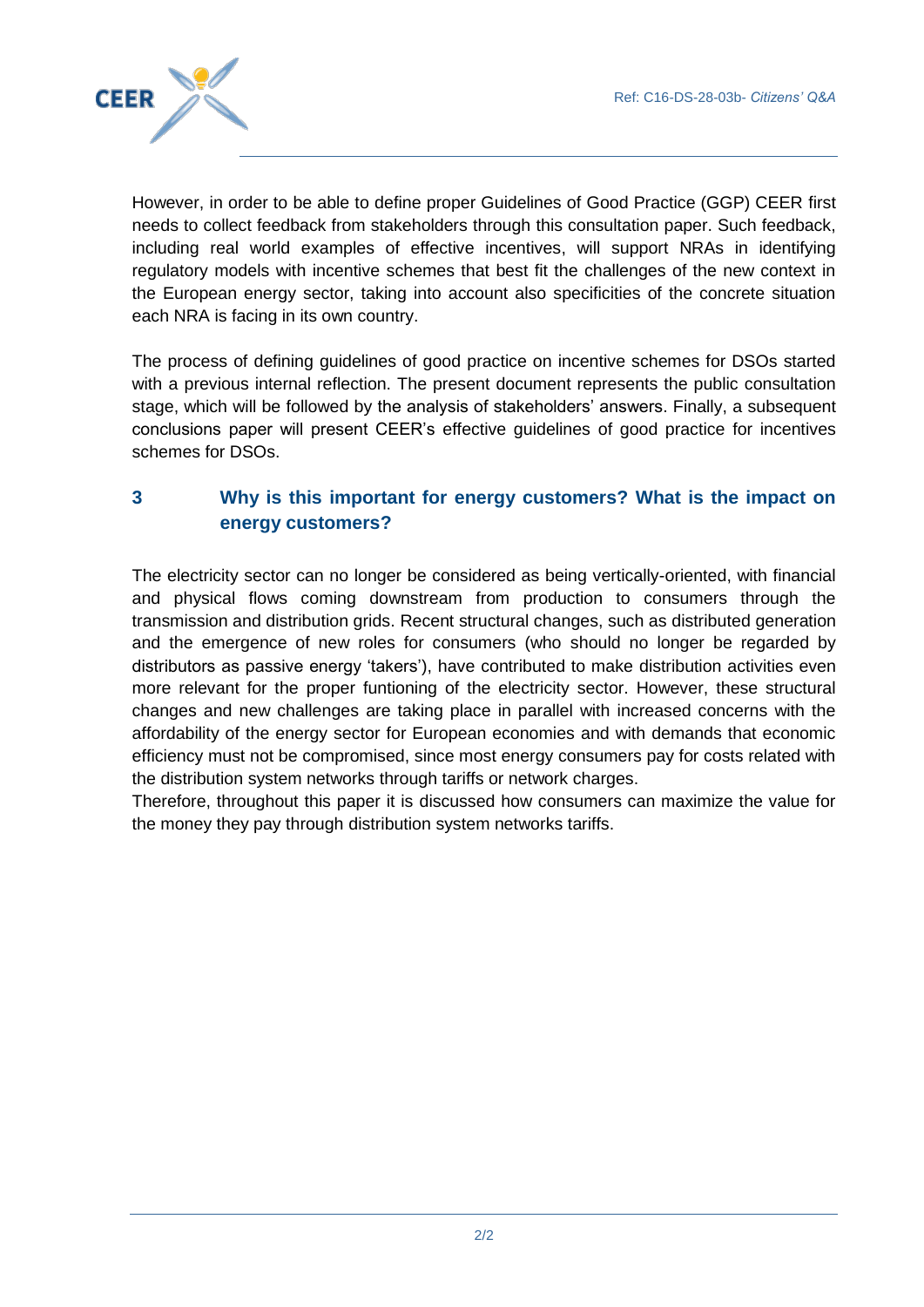However, in order to be able to define proper Guidelines of Good Practice (GGP) CEER first needs to collect feedback from stakeholders through this consultation paper. Such feedback, including real world examples of effective incentives, will support NRAs in identifying regulatory models with incentive schemes that best fit the challenges of the new context in the European energy sector, taking into account also specificities of the concrete situation each NRA is facing in its own country.

The process of defining guidelines of good practice on incentive schemes for DSOs started with a previous internal reflection. The present document represents the public consultation stage, which will be followed by the analysis of stakeholders' answers. Finally, a subsequent conclusions paper will present CEER's effective guidelines of good practice for incentives schemes for DSOs.

## 3 Why is this important for energy customers? What is the impact on energy customers?

The electricity sector can no longer be considered as being vertically-oriented, with financial and physical flows coming downstream from production to consumers through the transmission and distribution grids. Recent structural changes, such as distributed generation and the emergence of new roles for consumers (who should no longer be regarded by distributors as passive energy 'takers'), have contributed to make distribution activities even more relevant for the proper funtioning of the electricity sector. However, these structural changes and new challenges are taking place in parallel with increased concerns with the affordability of the energy sector for European economies and with demands that economic efficiency must not be compromised, since most energy consumers pay for costs related with the distribution system networks through tariffs or network charges.
Therefore, throughout this paper it is discussed how consumers can maximize the value for the money they pay through distribution system networks tariffs.